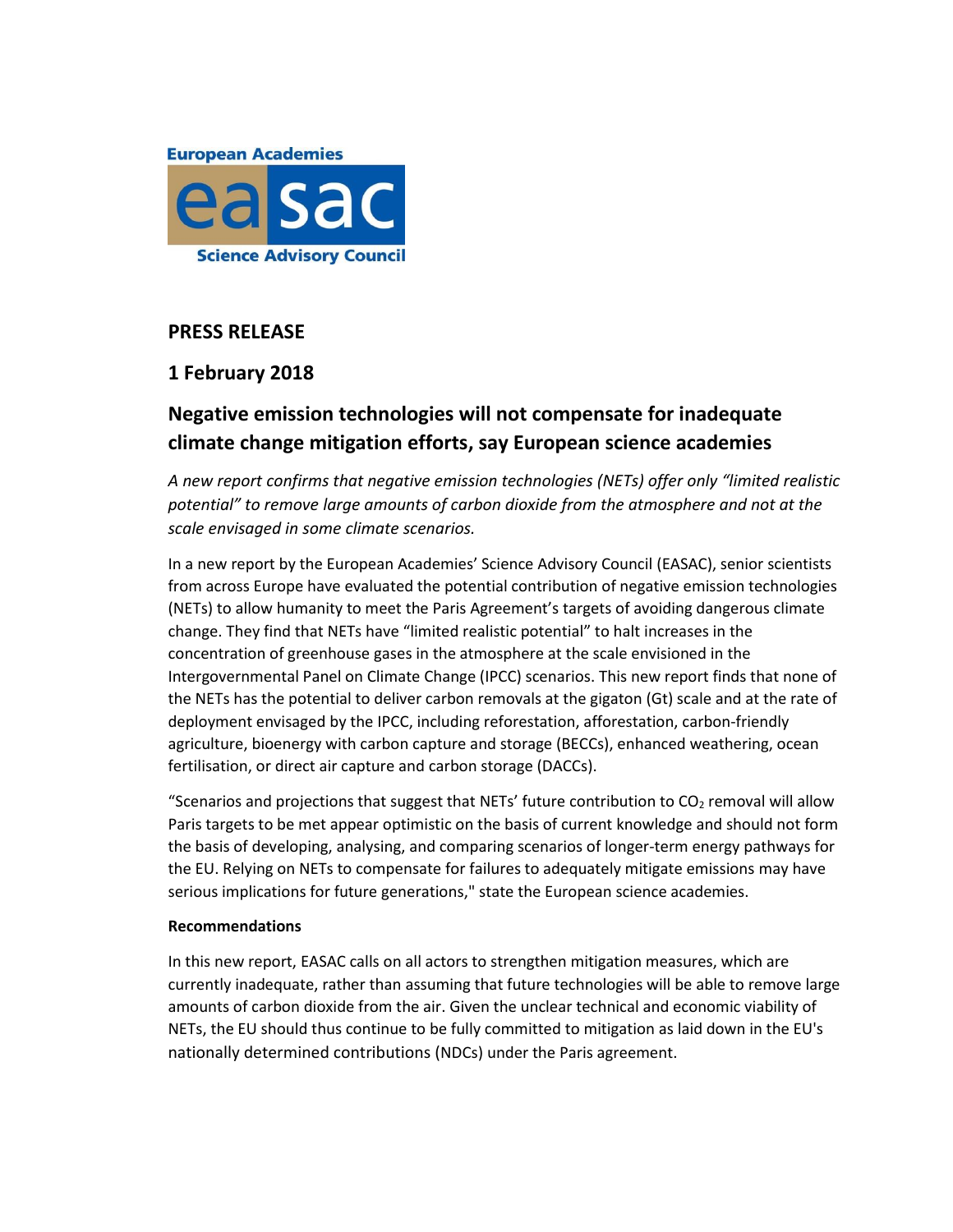European Academies

easac

Science Advisory Council

## PRESS RELEASE

## 1 February 2018

# Negative emission technologies will not compensate for inadequate climate change mitigation efforts, say European science academies

*A new report confirms that negative emission technologies (NETs) offer only "limited realistic potential" to remove large amounts of carbon dioxide from the atmosphere and not at the scale envisaged in some climate scenarios.*

In a new report by the European Academies' Science Advisory Council (EASAC), senior scientists from across Europe have evaluated the potential contribution of negative emission technologies (NETs) to allow humanity to meet the Paris Agreement's targets of avoiding dangerous climate change. They find that NETs have "limited realistic potential" to halt increases in the concentration of greenhouse gases in the atmosphere at the scale envisioned in the Intergovernmental Panel on Climate Change (IPCC) scenarios. This new report finds that none of the NETs has the potential to deliver carbon removals at the gigaton (Gt) scale and at the rate of deployment envisaged by the IPCC, including reforestation, afforestation, carbon-friendly agriculture, bioenergy with carbon capture and storage (BECCs), enhanced weathering, ocean fertilisation, or direct air capture and carbon storage (DACCs).

"Scenarios and projections that suggest that NETs' future contribution to $CO_2$ removal will allow Paris targets to be met appear optimistic on the basis of current knowledge and should not form the basis of developing, analysing, and comparing scenarios of longer-term energy pathways for the EU. Relying on NETs to compensate for failures to adequately mitigate emissions may have serious implications for future generations," state the European science academies.

**Recommendations**

In this new report, EASAC calls on all actors to strengthen mitigation measures, which are currently inadequate, rather than assuming that future technologies will be able to remove large amounts of carbon dioxide from the air. Given the unclear technical and economic viability of NETs, the EU should thus continue to be fully committed to mitigation as laid down in the EU's nationally determined contributions (NDCs) under the Paris agreement.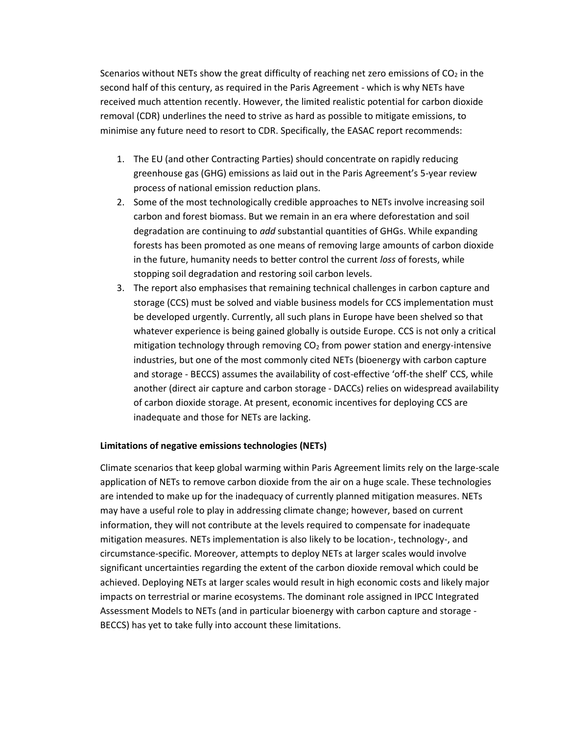Scenarios without NETs show the great difficulty of reaching net zero emissions of $CO_2$ in the second half of this century, as required in the Paris Agreement - which is why NETs have received much attention recently. However, the limited realistic potential for carbon dioxide removal (CDR) underlines the need to strive as hard as possible to mitigate emissions, to minimise any future need to resort to CDR. Specifically, the EASAC report recommends:

1. The EU (and other Contracting Parties) should concentrate on rapidly reducing greenhouse gas (GHG) emissions as laid out in the Paris Agreement's 5-year review process of national emission reduction plans.
2. Some of the most technologically credible approaches to NETs involve increasing soil carbon and forest biomass. But we remain in an era where deforestation and soil degradation are continuing to *add* substantial quantities of GHGs. While expanding forests has been promoted as one means of removing large amounts of carbon dioxide in the future, humanity needs to better control the current *loss* of forests, while stopping soil degradation and restoring soil carbon levels.
3. The report also emphasises that remaining technical challenges in carbon capture and storage (CCS) must be solved and viable business models for CCS implementation must be developed urgently. Currently, all such plans in Europe have been shelved so that whatever experience is being gained globally is outside Europe. CCS is not only a critical mitigation technology through removing $CO_2$ from power station and energy-intensive industries, but one of the most commonly cited NETs (bioenergy with carbon capture and storage - BECCS) assumes the availability of cost-effective 'off-the shelf' CCS, while another (direct air capture and carbon storage - DACCs) relies on widespread availability of carbon dioxide storage. At present, economic incentives for deploying CCS are inadequate and those for NETs are lacking.

**Limitations of negative emissions technologies (NETs)**

Climate scenarios that keep global warming within Paris Agreement limits rely on the large-scale application of NETs to remove carbon dioxide from the air on a huge scale. These technologies are intended to make up for the inadequacy of currently planned mitigation measures. NETs may have a useful role to play in addressing climate change; however, based on current information, they will not contribute at the levels required to compensate for inadequate mitigation measures. NETs implementation is also likely to be location-, technology-, and circumstance-specific. Moreover, attempts to deploy NETs at larger scales would involve significant uncertainties regarding the extent of the carbon dioxide removal which could be achieved. Deploying NETs at larger scales would result in high economic costs and likely major impacts on terrestrial or marine ecosystems. The dominant role assigned in IPCC Integrated Assessment Models to NETs (and in particular bioenergy with carbon capture and storage - BECCS) has yet to take fully into account these limitations.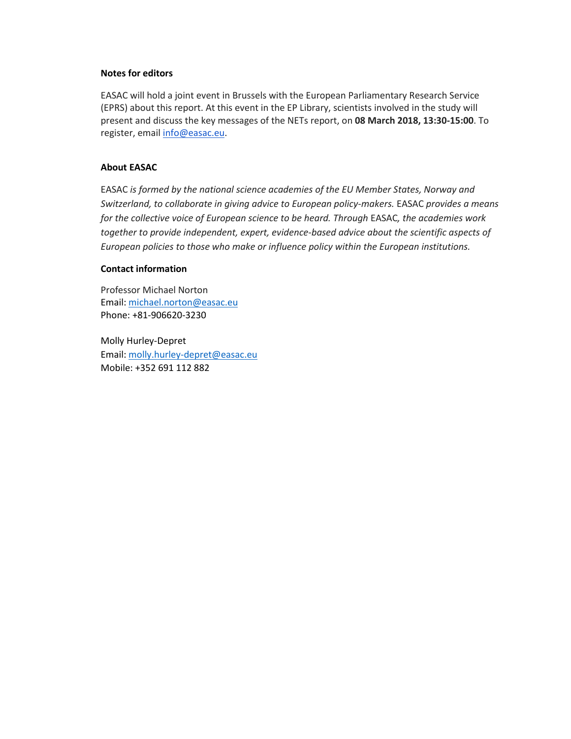**Notes for editors**

EASAC will hold a joint event in Brussels with the European Parliamentary Research Service (EPRS) about this report. At this event in the EP Library, scientists involved in the study will present and discuss the key messages of the NETs report, on **08 March 2018, 13:30-15:00**. To register, email info@easac.eu.

**About EASAC**

EASAC *is formed by the national science academies of the EU Member States, Norway and Switzerland, to collaborate in giving advice to European policy-makers.* EASAC *provides a means for the collective voice of European science to be heard. Through* EASAC*, the academies work together to provide independent, expert, evidence-based advice about the scientific aspects of European policies to those who make or influence policy within the European institutions.*

**Contact information**

Professor Michael Norton
Email: michael.norton@easac.eu
Phone: +81-906620-3230

Molly Hurley-Depret
Email: molly.hurley-depret@easac.eu
Mobile: +352 691 112 882